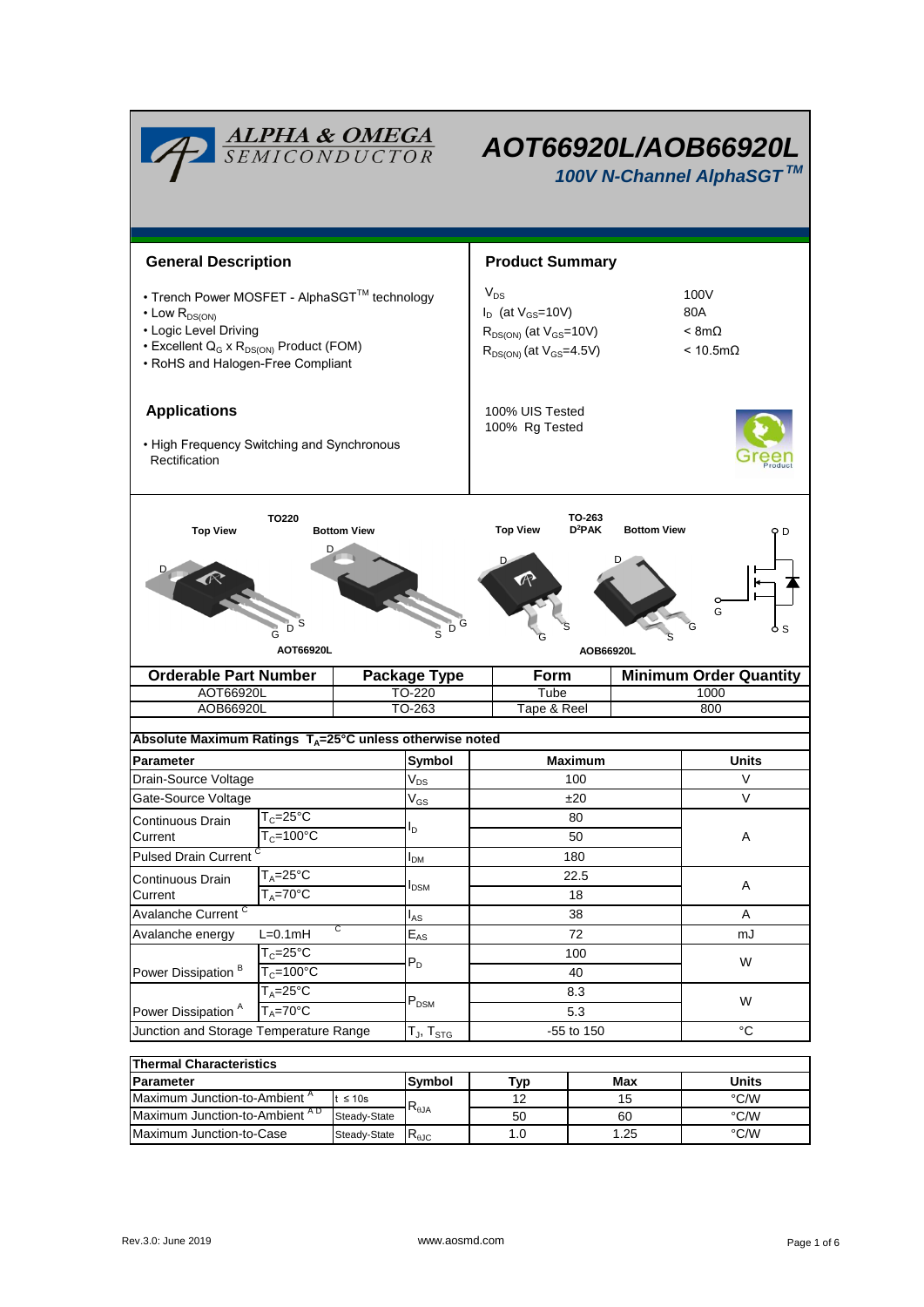# AOT66920L/AOB66920L

### *100V N-Channel AlphaSGT™*

## General Description

- Trench Power MOSFET - AlphaSGT™ technology
- Low $R_{DS(ON)}$
- Logic Level Driving
- Excellent $Q_G$ x $R_{DS(ON)}$ Product (FOM)
- RoHS and Halogen-Free Compliant

## Product Summary

| | |
|---|---|
| $V_{DS}$ | 100V |
| $I_D$ (at $V_{GS}$=10V) | 80A |
| $R_{DS(ON)}$ (at $V_{GS}$=10V) | < 8mΩ |
| $R_{DS(ON)}$ (at $V_{GS}$=4.5V) | < 10.5mΩ |

100% UIS Tested
100% Rg Tested

## Applications

- High Frequency Switching and Synchronous Rectification

TO220: Top View, Bottom View — AOT66920L
TO-263 D²PAK: Top View, Bottom View — AOB66920L

| Orderable Part Number | Package Type | Form | Minimum Order Quantity |
|---|---|---|---|
| AOT66920L | TO-220 | Tube | 1000 |
| AOB66920L | TO-263 | Tape & Reel | 800 |

**Absolute Maximum Ratings $T_A$=25°C unless otherwise noted**

| Parameter | | Symbol | Maximum | Units |
|---|---|---|---|---|
| Drain-Source Voltage | | $V_{DS}$ | 100 | V |
| Gate-Source Voltage | | $V_{GS}$ | ±20 | V |
| Continuous Drain Current | $T_C$=25°C | $I_D$ | 80 | A |
| | $T_C$=100°C | | 50 | |
| Pulsed Drain Current [C] | | $I_{DM}$ | 180 | |
| Continuous Drain Current | $T_A$=25°C | $I_{DSM}$ | 22.5 | A |
| | $T_A$=70°C | | 18 | |
| Avalanche Current [C] | | $I_{AS}$ | 38 | A |
| Avalanche energy | L=0.1mH [C] | $E_{AS}$ | 72 | mJ |
| Power Dissipation [B] | $T_C$=25°C | $P_D$ | 100 | W |
| | $T_C$=100°C | | 40 | |
| Power Dissipation [A] | $T_A$=25°C | $P_{DSM}$ | 8.3 | W |
| | $T_A$=70°C | | 5.3 | |
| Junction and Storage Temperature Range | | $T_J$, $T_{STG}$ | -55 to 150 | °C |

**Thermal Characteristics**

| Parameter | | Symbol | Typ | Max | Units |
|---|---|---|---|---|---|
| Maximum Junction-to-Ambient [A] | t ≤ 10s | $R_{θJA}$ | 12 | 15 | °C/W |
| Maximum Junction-to-Ambient [A D] | Steady-State | | 50 | 60 | °C/W |
| Maximum Junction-to-Case | Steady-State | $R_{θJC}$ | 1.0 | 1.25 | °C/W |

Rev.3.0: June 2019 www.aosmd.com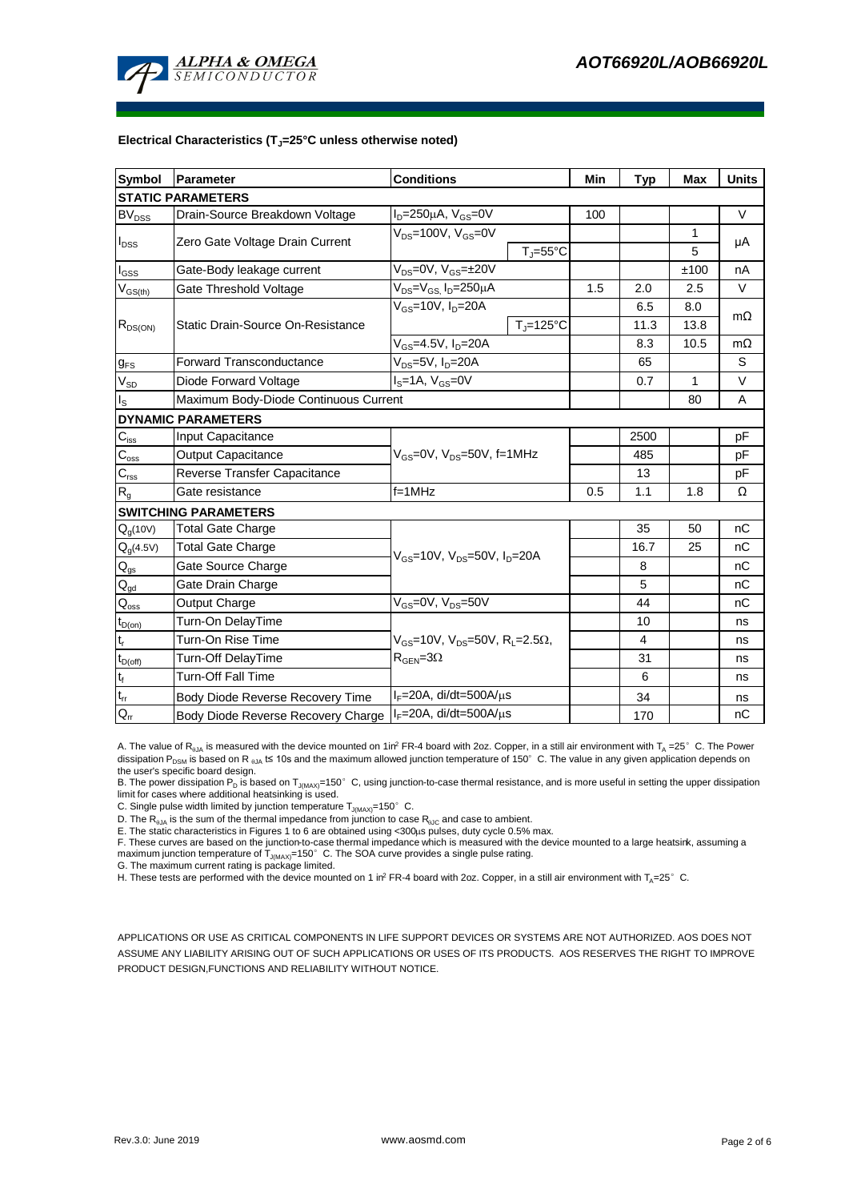### Electrical Characteristics ($T_J$=25°C unless otherwise noted)

| Symbol | Parameter | Conditions | | Min | Typ | Max | Units |
|---|---|---|---|---|---|---|---|
| **STATIC PARAMETERS** | | | | | | | |
| $BV_{DSS}$ | Drain-Source Breakdown Voltage | $I_D$=250µA, $V_{GS}$=0V | | 100 | | | V |
| $I_{DSS}$ | Zero Gate Voltage Drain Current | $V_{DS}$=100V, $V_{GS}$=0V | | | | 1 | µA |
| | | | $T_J$=55°C | | | 5 | |
| $I_{GSS}$ | Gate-Body leakage current | $V_{DS}$=0V, $V_{GS}$=±20V | | | | ±100 | nA |
| $V_{GS(th)}$ | Gate Threshold Voltage | $V_{DS}$=$V_{GS}$, $I_D$=250µA | | 1.5 | 2.0 | 2.5 | V |
| $R_{DS(ON)}$ | Static Drain-Source On-Resistance | $V_{GS}$=10V, $I_D$=20A | | | 6.5 | 8.0 | mΩ |
| | | | $T_J$=125°C | | 11.3 | 13.8 | |
| | | $V_{GS}$=4.5V, $I_D$=20A | | | 8.3 | 10.5 | mΩ |
| $g_{FS}$ | Forward Transconductance | $V_{DS}$=5V, $I_D$=20A | | | 65 | | S |
| $V_{SD}$ | Diode Forward Voltage | $I_S$=1A, $V_{GS}$=0V | | | 0.7 | 1 | V |
| $I_S$ | Maximum Body-Diode Continuous Current | | | | | 80 | A |
| **DYNAMIC PARAMETERS** | | | | | | | |
| $C_{iss}$ | Input Capacitance | $V_{GS}$=0V, $V_{DS}$=50V, f=1MHz | | | 2500 | | pF |
| $C_{oss}$ | Output Capacitance | | | | 485 | | pF |
| $C_{rss}$ | Reverse Transfer Capacitance | | | | 13 | | pF |
| $R_g$ | Gate resistance | f=1MHz | | 0.5 | 1.1 | 1.8 | Ω |
| **SWITCHING PARAMETERS** | | | | | | | |
| $Q_g$(10V) | Total Gate Charge | $V_{GS}$=10V, $V_{DS}$=50V, $I_D$=20A | | | 35 | 50 | nC |
| $Q_g$(4.5V) | Total Gate Charge | | | | 16.7 | 25 | nC |
| $Q_{gs}$ | Gate Source Charge | | | | 8 | | nC |
| $Q_{gd}$ | Gate Drain Charge | | | | 5 | | nC |
| $Q_{oss}$ | Output Charge | $V_{GS}$=0V, $V_{DS}$=50V | | | 44 | | nC |
| $t_{D(on)}$ | Turn-On DelayTime | $V_{GS}$=10V, $V_{DS}$=50V, $R_L$=2.5Ω, $R_{GEN}$=3Ω | | | 10 | | ns |
| $t_r$ | Turn-On Rise Time | | | | 4 | | ns |
| $t_{D(off)}$ | Turn-Off DelayTime | | | | 31 | | ns |
| $t_f$ | Turn-Off Fall Time | | | | 6 | | ns |
| $t_{rr}$ | Body Diode Reverse Recovery Time | $I_F$=20A, di/dt=500A/µs | | | 34 | | ns |
| $Q_{rr}$ | Body Diode Reverse Recovery Charge | $I_F$=20A, di/dt=500A/µs | | | 170 | | nC |

A. The value of $R_{\theta JA}$ is measured with the device mounted on 1in² FR-4 board with 2oz. Copper, in a still air environment with $T_A$ =25° C. The Power dissipation $P_{DSM}$ is based on $R_{\theta JA}$ t≤ 10s and the maximum allowed junction temperature of 150° C. The value in any given application depends on the user's specific board design.
B. The power dissipation $P_D$ is based on $T_{J(MAX)}$=150° C, using junction-to-case thermal resistance, and is more useful in setting the upper dissipation limit for cases where additional heatsinking is used.
C. Single pulse width limited by junction temperature $T_{J(MAX)}$=150° C.
D. The $R_{\theta JA}$ is the sum of the thermal impedance from junction to case $R_{\theta JC}$ and case to ambient.
E. The static characteristics in Figures 1 to 6 are obtained using <300µs pulses, duty cycle 0.5% max.
F. These curves are based on the junction-to-case thermal impedance which is measured with the device mounted to a large heatsink, assuming a maximum junction temperature of $T_{J(MAX)}$=150° C. The SOA curve provides a single pulse rating.
G. The maximum current rating is package limited.
H. These tests are performed with the device mounted on 1 in² FR-4 board with 2oz. Copper, in a still air environment with $T_A$=25° C.

APPLICATIONS OR USE AS CRITICAL COMPONENTS IN LIFE SUPPORT DEVICES OR SYSTEMS ARE NOT AUTHORIZED. AOS DOES NOT ASSUME ANY LIABILITY ARISING OUT OF SUCH APPLICATIONS OR USES OF ITS PRODUCTS. AOS RESERVES THE RIGHT TO IMPROVE PRODUCT DESIGN,FUNCTIONS AND RELIABILITY WITHOUT NOTICE.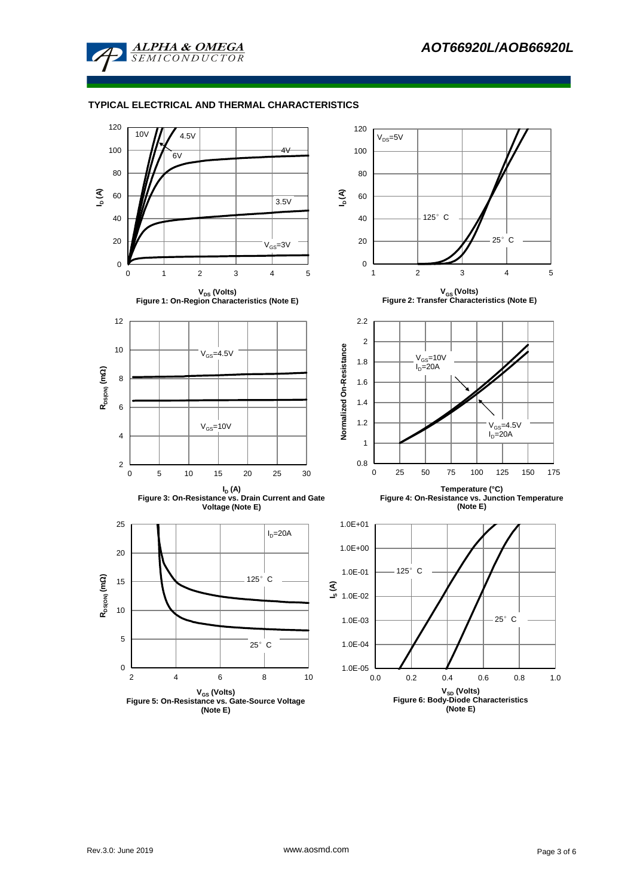## TYPICAL ELECTRICAL AND THERMAL CHARACTERISTICS

Figure 1: On-Region Characteristics (Note E)

Figure 2: Transfer Characteristics (Note E)

Figure 3: On-Resistance vs. Drain Current and Gate Voltage (Note E)

Figure 4: On-Resistance vs. Junction Temperature (Note E)

Figure 5: On-Resistance vs. Gate-Source Voltage (Note E)

Figure 6: Body-Diode Characteristics (Note E)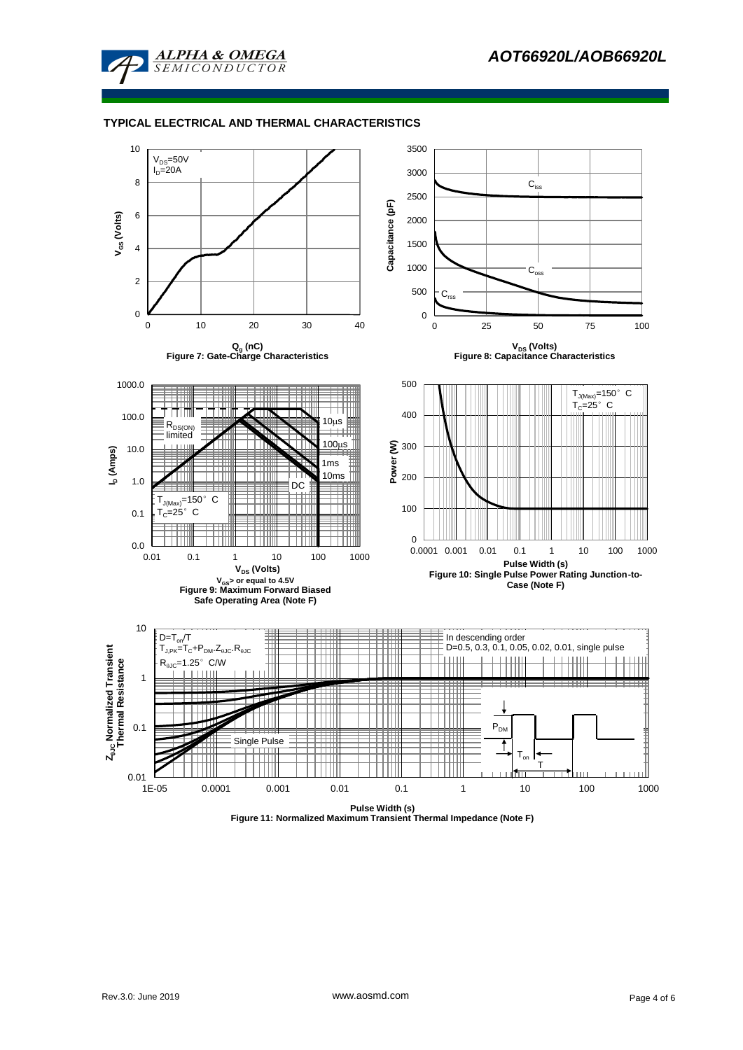## TYPICAL ELECTRICAL AND THERMAL CHARACTERISTICS

$V_{DS}$=50V
$I_D$=20A

$V_{GS}$ (Volts)

$Q_g$ (nC)

Figure 7: Gate-Charge Characteristics

$C_{iss}$

$C_{oss}$

$C_{rss}$

Capacitance (pF)

$V_{DS}$ (Volts)

Figure 8: Capacitance Characteristics

$R_{DS(ON)}$ limited

10µs

100µs

1ms

10ms

DC

$T_{J(Max)}$=150° C
$T_C$=25° C

$I_D$ (Amps)

$V_{DS}$ (Volts)

$V_{GS}$> or equal to 4.5V

Figure 9: Maximum Forward Biased Safe Operating Area (Note F)

$T_{J(Max)}$=150° C
$T_C$=25° C

Power (W)

Pulse Width (s)

Figure 10: Single Pulse Power Rating Junction-to-Case (Note F)

$D=T_{on}/T$

$T_{J,PK}=T_C+P_{DM}.Z_{\theta JC}.R_{\theta JC}$

$R_{\theta JC}$=1.25° C/W

In descending order
D=0.5, 0.3, 0.1, 0.05, 0.02, 0.01, single pulse

Single Pulse

$P_{DM}$

$T_{on}$

T

$Z_{\theta JC}$ Normalized Transient Thermal Resistance

Pulse Width (s)

Figure 11: Normalized Maximum Transient Thermal Impedance (Note F)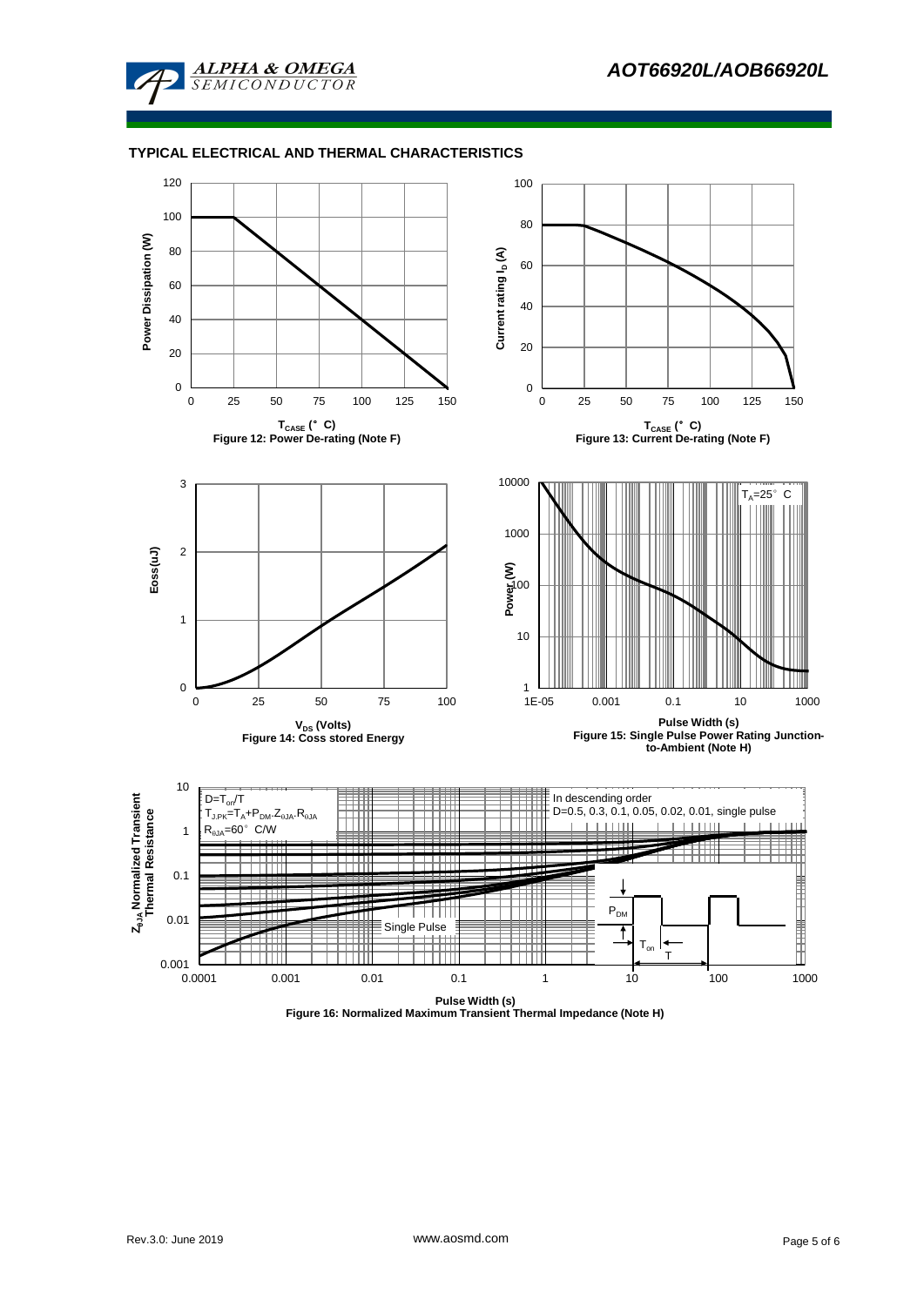## TYPICAL ELECTRICAL AND THERMAL CHARACTERISTICS

Figure 12: Power De-rating (Note F)

Figure 13: Current De-rating (Note F)

Figure 14: Coss stored Energy

Figure 15: Single Pulse Power Rating Junction-to-Ambient (Note H)

Figure 16: Normalized Maximum Transient Thermal Impedance (Note H)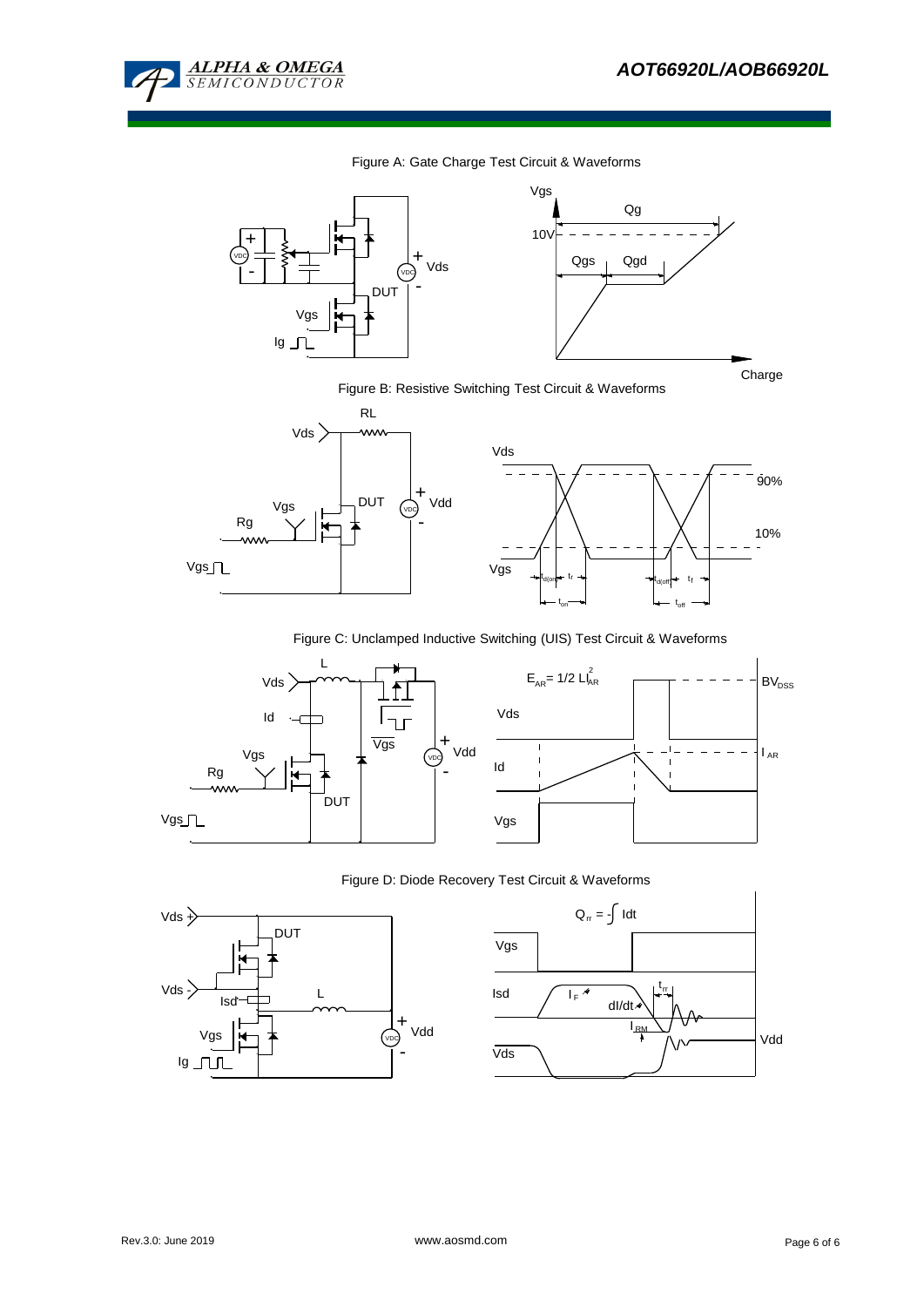Figure A: Gate Charge Test Circuit & Waveforms

VDC
DUT
Vgs
Ig
Vds

Vgs
Qg
10V
Qgs
Qgd
Charge

Figure B: Resistive Switching Test Circuit & Waveforms

RL
Vds
DUT
Vgs
Rg
Vgs
Vdd

Vds
90%
10%
Vgs
$t_{d(on)}$ $t_r$
$t_{on}$
$t_{d(off)}$ $t_f$
$t_{off}$

Figure C: Unclamped Inductive Switching (UIS) Test Circuit & Waveforms

L
Vds
Id
Vgs
Rg
Vgs
DUT
Vgs
Vdd

$E_{AR} = 1/2\ LI_{AR}^2$
$BV_{DSS}$
Vds
Id
$I_{AR}$
Vgs

Figure D: Diode Recovery Test Circuit & Waveforms

Vds +
DUT
Vds -
Isd
L
Vgs
Ig
Vdd

$Q_{rr} = -\int Idt$
Vgs
Isd
$I_F$
dI/dt
$t_{rr}$
$I_{RM}$
Vds
Vdd